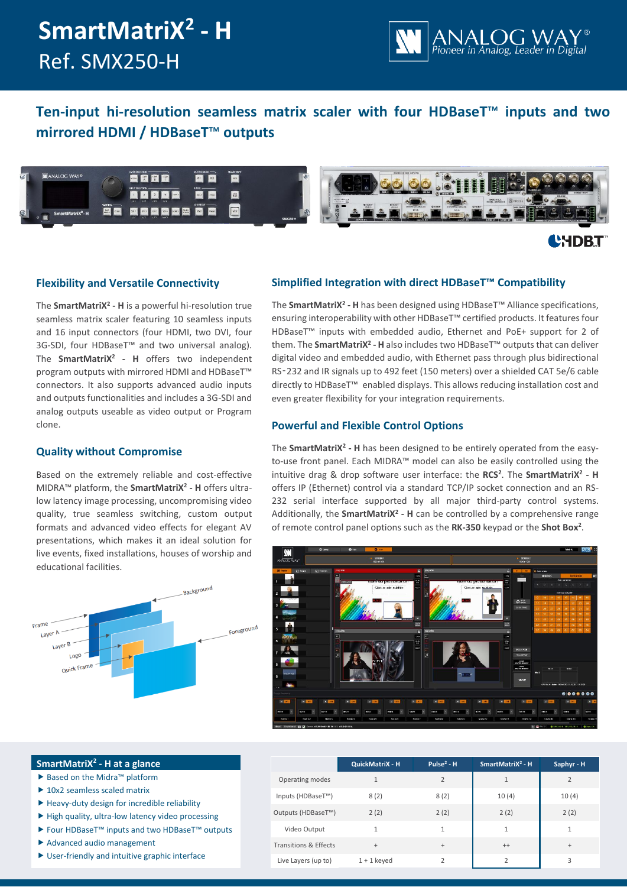# SmartMatriX² - H

Ref. SMX250-H

ANALOG WAY® Pioneer in Analog, Leader in Digital

## Ten-input hi-resolution seamless matrix scaler with four HDBaseT™ inputs and two mirrored HDMI / HDBaseT™ outputs

### Flexibility and Versatile Connectivity

The **SmartMatriX² - H** is a powerful hi-resolution true seamless matrix scaler featuring 10 seamless inputs and 16 input connectors (four HDMI, two DVI, four 3G-SDI, four HDBaseT™ and two universal analog). The **SmartMatriX² - H** offers two independent program outputs with mirrored HDMI and HDBaseT™ connectors. It also supports advanced audio inputs and outputs functionalities and includes a 3G-SDI and analog outputs useable as video output or Program clone.

### Quality without Compromise

Based on the extremely reliable and cost-effective MIDRA™ platform, the **SmartMatriX² - H** offers ultra-low latency image processing, uncompromising video quality, true seamless switching, custom output formats and advanced video effects for elegant AV presentations, which makes it an ideal solution for live events, fixed installations, houses of worship and educational facilities.

### Simplified Integration with direct HDBaseT™ Compatibility

The **SmartMatriX² - H** has been designed using HDBaseT™ Alliance specifications, ensuring interoperability with other HDBaseT™ certified products. It features four HDBaseT™ inputs with embedded audio, Ethernet and PoE+ support for 2 of them. The **SmartMatriX² - H** also includes two HDBaseT™ outputs that can deliver digital video and embedded audio, with Ethernet pass through plus bidirectional RS-232 and IR signals up to 492 feet (150 meters) over a shielded CAT 5e/6 cable directly to HDBaseT™ enabled displays. This allows reducing installation cost and even greater flexibility for your integration requirements.

### Powerful and Flexible Control Options

The **SmartMatriX² - H** has been designed to be entirely operated from the easy-to-use front panel. Each MIDRA™ model can also be easily controlled using the intuitive drag & drop software user interface: the **RCS²**. The **SmartMatriX² - H** offers IP (Ethernet) control via a standard TCP/IP socket connection and an RS-232 serial interface supported by all major third-party control systems. Additionally, the **SmartMatriX² - H** can be controlled by a comprehensive range of remote control panel options such as the **RK-350** keypad or the **Shot Box²**.

### SmartMatriX² - H at a glance

- Based on the Midra™ platform
- 10x2 seamless scaled matrix
- Heavy-duty design for incredible reliability
- High quality, ultra-low latency video processing
- Four HDBaseT™ inputs and two HDBaseT™ outputs
- Advanced audio management
- User-friendly and intuitive graphic interface

| | QuickMatriX - H | Pulse² - H | SmartMatriX² - H | Saphyr - H |
|---|---|---|---|---|
| Operating modes | 1 | 2 | 1 | 2 |
| Inputs (HDBaseT™) | 8 (2) | 8 (2) | 10 (4) | 10 (4) |
| Outputs (HDBaseT™) | 2 (2) | 2 (2) | 2 (2) | 2 (2) |
| Video Output | 1 | 1 | 1 | 1 |
| Transitions & Effects | + | + | ++ | + |
| Live Layers (up to) | 1 + 1 keyed | 2 | 2 | 3 |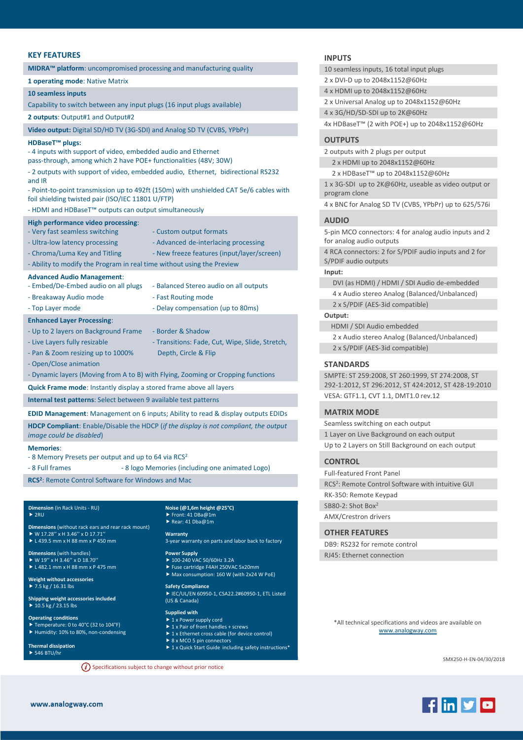## KEY FEATURES

**MIDRA™ platform**: uncompromised processing and manufacturing quality

**1 operating mode**: Native Matrix

**10 seamless inputs**

Capability to switch between any input plugs (16 input plugs available)

**2 outputs**: Output#1 and Output#2

**Video output:** Digital SD/HD TV (3G-SDI) and Analog SD TV (CVBS, YPbPr)

**HDBaseT™ plugs:**
- 4 inputs with support of video, embedded audio and Ethernet pass-through, among which 2 have POE+ functionalities (48V; 30W)
- 2 outputs with support of video, embedded audio, Ethernet, bidirectional RS232 and IR
- Point-to-point transmission up to 492ft (150m) with unshielded CAT 5e/6 cables with foil shielding twisted pair (ISO/IEC 11801 U/FTP)
- HDMI and HDBaseT™ outputs can output simultaneously

**High performance video processing**:
- Very fast seamless switching
- Ultra-low latency processing
- Chroma/Luma Key and Titling
- Custom output formats
- Advanced de-interlacing processing
- New freeze features (input/layer/screen)
- Ability to modify the Program in real time without using the Preview

**Advanced Audio Management**:
- Embed/De-Embed audio on all plugs
- Breakaway Audio mode
- Top Layer mode
- Balanced Stereo audio on all outputs
- Fast Routing mode
- Delay compensation (up to 80ms)

**Enhanced Layer Processing**:
- Up to 2 layers on Background Frame
- Live Layers fully resizable
- Pan & Zoom resizing up to 1000%
- Open/Close animation
- Border & Shadow
- Transitions: Fade, Cut, Wipe, Slide, Stretch, Depth, Circle & Flip
- Dynamic layers (Moving from A to B) with Flying, Zooming or Cropping functions

**Quick Frame mode**: Instantly display a stored frame above all layers

**Internal test patterns**: Select between 9 available test patterns

**EDID Management**: Management on 6 inputs; Ability to read & display outputs EDIDs

**HDCP Compliant**: Enable/Disable the HDCP (*if the display is not compliant, the output image could be disabled*)

**Memories**:
- 8 Memory Presets per output and up to 64 via RCS²
- 8 Full frames
- 8 logo Memories (including one animated Logo)

**RCS²**: Remote Control Software for Windows and Mac

**Dimension** (in Rack Units - RU)
- 2RU

**Dimensions** (without rack ears and rear rack mount)
- W 17.28'' x H 3.46'' x D 17.71''
- L 439.5 mm x H 88 mm x P 450 mm

**Dimensions** (with handles)
- W 19'' x H 3.46'' x D 18.70''
- L 482.1 mm x H 88 mm x P 475 mm

**Weight without accessories**
- 7.5 kg / 16.31 lbs

**Shipping weight accessories included**
- 10.5 kg / 23.15 lbs

**Operating conditions**
- Temperature: 0 to 40°C (32 to 104°F)
- Humidity: 10% to 80%, non-condensing

**Thermal dissipation**
- 546 BTU/hr

**Noise (@1,6m height @25°C)**
- Front: 41 DBa@1m
- Rear: 41 Dba@1m

**Warranty**

3-year warranty on parts and labor back to factory

**Power Supply**
- 100-240 VAC 50/60Hz 3.2A
- Fuse cartridge F4AH 250VAC 5x20mm
- Max consumption: 160 W (with 2x24 W PoE)

**Safety Compliance**
- IEC/UL/EN 60950-1, CSA22.2#60950-1, ETL Listed (US & Canada)

**Supplied with**
- 1 x Power supply cord
- 1 x Pair of front handles + screws
- 1 x Ethernet cross cable (for device control)
- 8 x MCO 5 pin connectors
- 1 x Quick Start Guide including safety instructions*

Specifications subject to change without prior notice

## INPUTS

10 seamless inputs, 16 total input plugs
2 x DVI-D up to 2048x1152@60Hz
4 x HDMI up to 2048x1152@60Hz
2 x Universal Analog up to 2048x1152@60Hz
4 x 3G/HD/SD-SDI up to 2K@60Hz
4x HDBaseT™ (2 with POE+) up to 2048x1152@60Hz

## OUTPUTS

2 outputs with 2 plugs per output
- 2 x HDMI up to 2048x1152@60Hz
- 2 x HDBaseT™ up to 2048x1152@60Hz

1 x 3G-SDI up to 2K@60Hz, useable as video output or program clone
4 x BNC for Analog SD TV (CVBS, YPbPr) up to 625/576i

## AUDIO

5-pin MCO connectors: 4 for analog audio inputs and 2 for analog audio outputs
4 RCA connectors: 2 for S/PDIF audio inputs and 2 for S/PDIF audio outputs

**Input:**
- DVI (as HDMI) / HDMI / SDI Audio de-embedded
- 4 x Audio stereo Analog (Balanced/Unbalanced)
- 2 x S/PDIF (AES-3id compatible)

**Output:**
- HDMI / SDI Audio embedded
- 2 x Audio stereo Analog (Balanced/Unbalanced)
- 2 x S/PDIF (AES-3id compatible)

## STANDARDS

SMPTE: ST 259:2008, ST 260:1999, ST 274:2008, ST 292-1:2012, ST 296:2012, ST 424:2012, ST 428-19:2010
VESA: GTF1.1, CVT 1.1, DMT1.0 rev.12

## MATRIX MODE

Seamless switching on each output
1 Layer on Live Background on each output
Up to 2 Layers on Still Background on each output

## CONTROL

Full-featured Front Panel
RCS²: Remote Control Software with intuitive GUI
RK-350: Remote Keypad
SB80-2: Shot Box²
AMX/Crestron drivers

## OTHER FEATURES

DB9: RS232 for remote control
RJ45: Ethernet connection

*All technical specifications and videos are available on www.analogway.com

SMX250-H-EN-04/30/2018

www.analogway.com